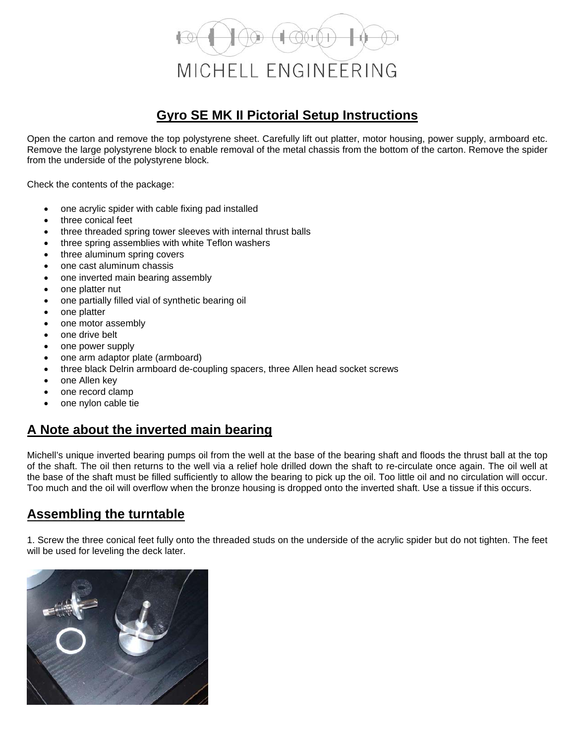MICHELL ENGINEERING

# Gyro SE MK II Pictorial Setup Instructions

Open the carton and remove the top polystyrene sheet. Carefully lift out platter, motor housing, power supply, armboard etc. Remove the large polystyrene block to enable removal of the metal chassis from the bottom of the carton. Remove the spider from the underside of the polystyrene block.

Check the contents of the package:

- one acrylic spider with cable fixing pad installed
- three conical feet
- three threaded spring tower sleeves with internal thrust balls
- three spring assemblies with white Teflon washers
- three aluminum spring covers
- one cast aluminum chassis
- one inverted main bearing assembly
- one platter nut
- one partially filled vial of synthetic bearing oil
- one platter
- one motor assembly
- one drive belt
- one power supply
- one arm adaptor plate (armboard)
- three black Delrin armboard de-coupling spacers, three Allen head socket screws
- one Allen key
- one record clamp
- one nylon cable tie

## A Note about the inverted main bearing

Michell's unique inverted bearing pumps oil from the well at the base of the bearing shaft and floods the thrust ball at the top of the shaft. The oil then returns to the well via a relief hole drilled down the shaft to re-circulate once again. The oil well at the base of the shaft must be filled sufficiently to allow the bearing to pick up the oil. Too little oil and no circulation will occur. Too much and the oil will overflow when the bronze housing is dropped onto the inverted shaft. Use a tissue if this occurs.

## Assembling the turntable

1. Screw the three conical feet fully onto the threaded studs on the underside of the acrylic spider but do not tighten. The feet will be used for leveling the deck later.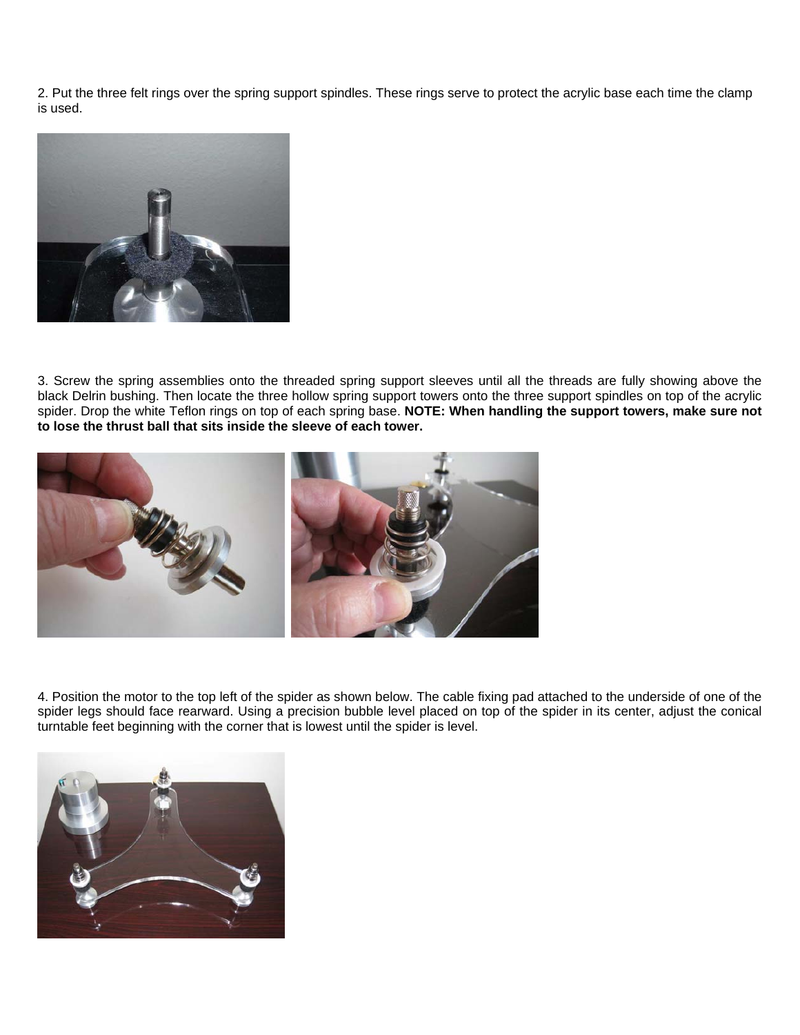2. Put the three felt rings over the spring support spindles. These rings serve to protect the acrylic base each time the clamp is used.

3. Screw the spring assemblies onto the threaded spring support sleeves until all the threads are fully showing above the black Delrin bushing. Then locate the three hollow spring support towers onto the three support spindles on top of the acrylic spider. Drop the white Teflon rings on top of each spring base. **NOTE: When handling the support towers, make sure not to lose the thrust ball that sits inside the sleeve of each tower.**

4. Position the motor to the top left of the spider as shown below. The cable fixing pad attached to the underside of one of the spider legs should face rearward. Using a precision bubble level placed on top of the spider in its center, adjust the conical turntable feet beginning with the corner that is lowest until the spider is level.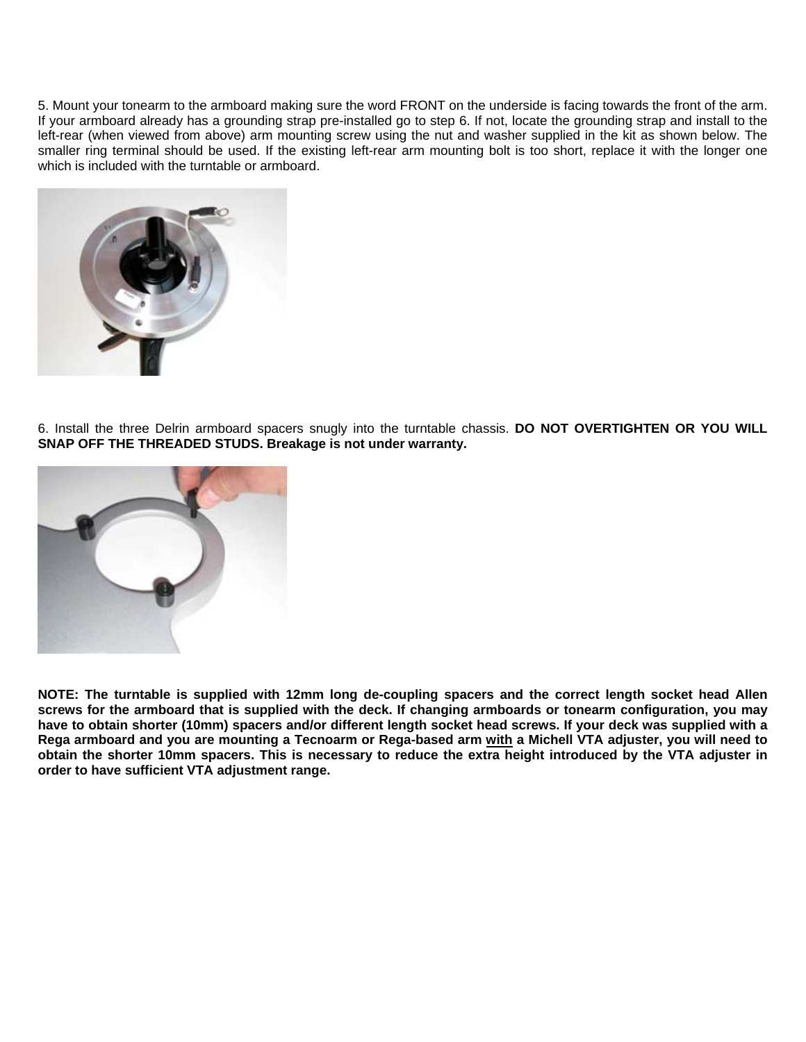5. Mount your tonearm to the armboard making sure the word FRONT on the underside is facing towards the front of the arm. If your armboard already has a grounding strap pre-installed go to step 6. If not, locate the grounding strap and install to the left-rear (when viewed from above) arm mounting screw using the nut and washer supplied in the kit as shown below. The smaller ring terminal should be used. If the existing left-rear arm mounting bolt is too short, replace it with the longer one which is included with the turntable or armboard.

6. Install the three Delrin armboard spacers snugly into the turntable chassis. **DO NOT OVERTIGHTEN OR YOU WILL SNAP OFF THE THREADED STUDS. Breakage is not under warranty.**

**NOTE: The turntable is supplied with 12mm long de-coupling spacers and the correct length socket head Allen screws for the armboard that is supplied with the deck. If changing armboards or tonearm configuration, you may have to obtain shorter (10mm) spacers and/or different length socket head screws. If your deck was supplied with a Rega armboard and you are mounting a Tecnoarm or Rega-based arm <u>with</u> a Michell VTA adjuster, you will need to obtain the shorter 10mm spacers. This is necessary to reduce the extra height introduced by the VTA adjuster in order to have sufficient VTA adjustment range.**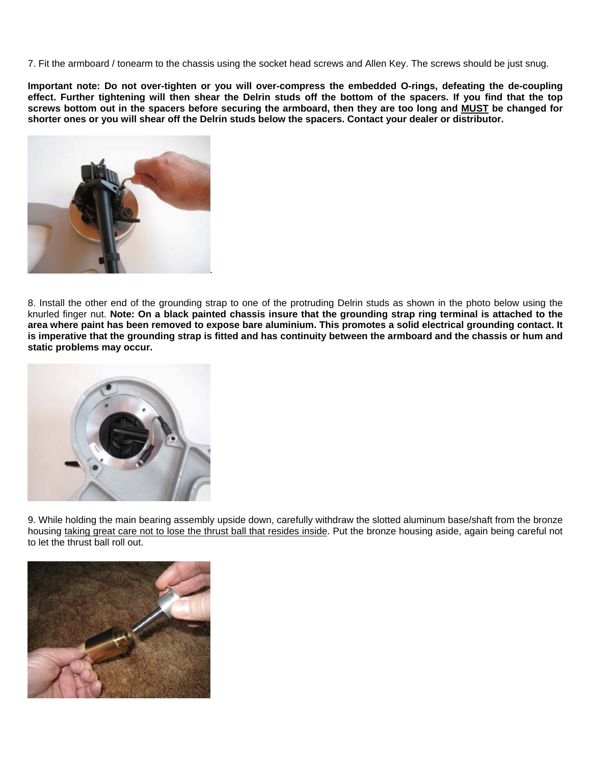7. Fit the armboard / tonearm to the chassis using the socket head screws and Allen Key. The screws should be just snug.

**Important note: Do not over-tighten or you will over-compress the embedded O-rings, defeating the de-coupling effect. Further tightening will then shear the Delrin studs off the bottom of the spacers. If you find that the top screws bottom out in the spacers before securing the armboard, then they are too long and <u>MUST</u> be changed for shorter ones or you will shear off the Delrin studs below the spacers. Contact your dealer or distributor.**

8. Install the other end of the grounding strap to one of the protruding Delrin studs as shown in the photo below using the knurled finger nut. **Note: On a black painted chassis insure that the grounding strap ring terminal is attached to the area where paint has been removed to expose bare aluminium. This promotes a solid electrical grounding contact. It is imperative that the grounding strap is fitted and has continuity between the armboard and the chassis or hum and static problems may occur.**

9. While holding the main bearing assembly upside down, carefully withdraw the slotted aluminum base/shaft from the bronze housing <u>taking great care not to lose the thrust ball that resides inside</u>. Put the bronze housing aside, again being careful not to let the thrust ball roll out.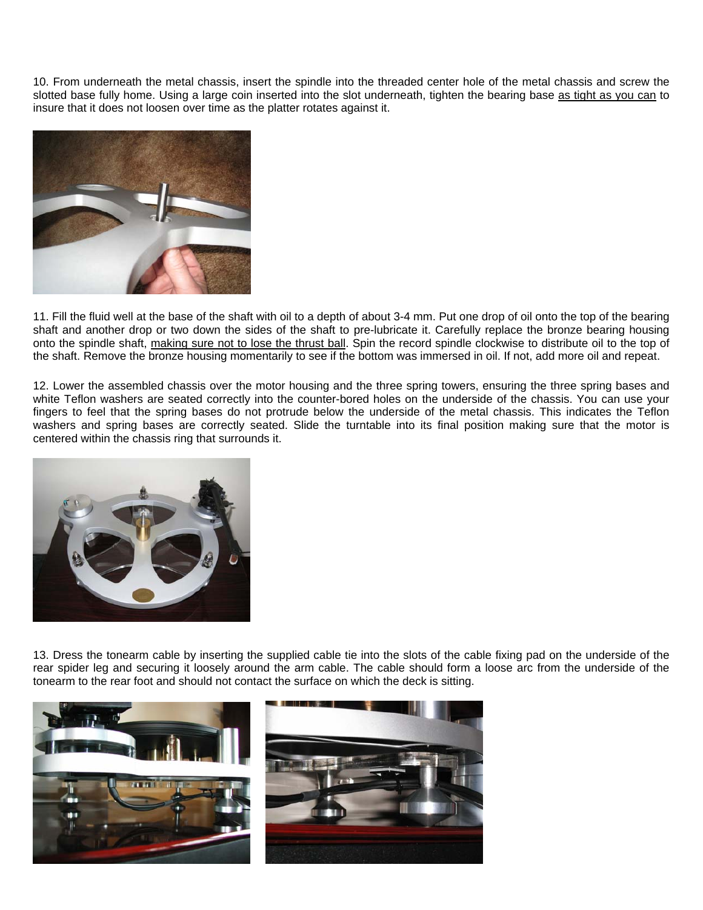10. From underneath the metal chassis, insert the spindle into the threaded center hole of the metal chassis and screw the slotted base fully home. Using a large coin inserted into the slot underneath, tighten the bearing base <u>as tight as you can</u> to insure that it does not loosen over time as the platter rotates against it.

11. Fill the fluid well at the base of the shaft with oil to a depth of about 3-4 mm. Put one drop of oil onto the top of the bearing shaft and another drop or two down the sides of the shaft to pre-lubricate it. Carefully replace the bronze bearing housing onto the spindle shaft, <u>making sure not to lose the thrust ball</u>. Spin the record spindle clockwise to distribute oil to the top of the shaft. Remove the bronze housing momentarily to see if the bottom was immersed in oil. If not, add more oil and repeat.

12. Lower the assembled chassis over the motor housing and the three spring towers, ensuring the three spring bases and white Teflon washers are seated correctly into the counter-bored holes on the underside of the chassis. You can use your fingers to feel that the spring bases do not protrude below the underside of the metal chassis. This indicates the Teflon washers and spring bases are correctly seated. Slide the turntable into its final position making sure that the motor is centered within the chassis ring that surrounds it.

13. Dress the tonearm cable by inserting the supplied cable tie into the slots of the cable fixing pad on the underside of the rear spider leg and securing it loosely around the arm cable. The cable should form a loose arc from the underside of the tonearm to the rear foot and should not contact the surface on which the deck is sitting.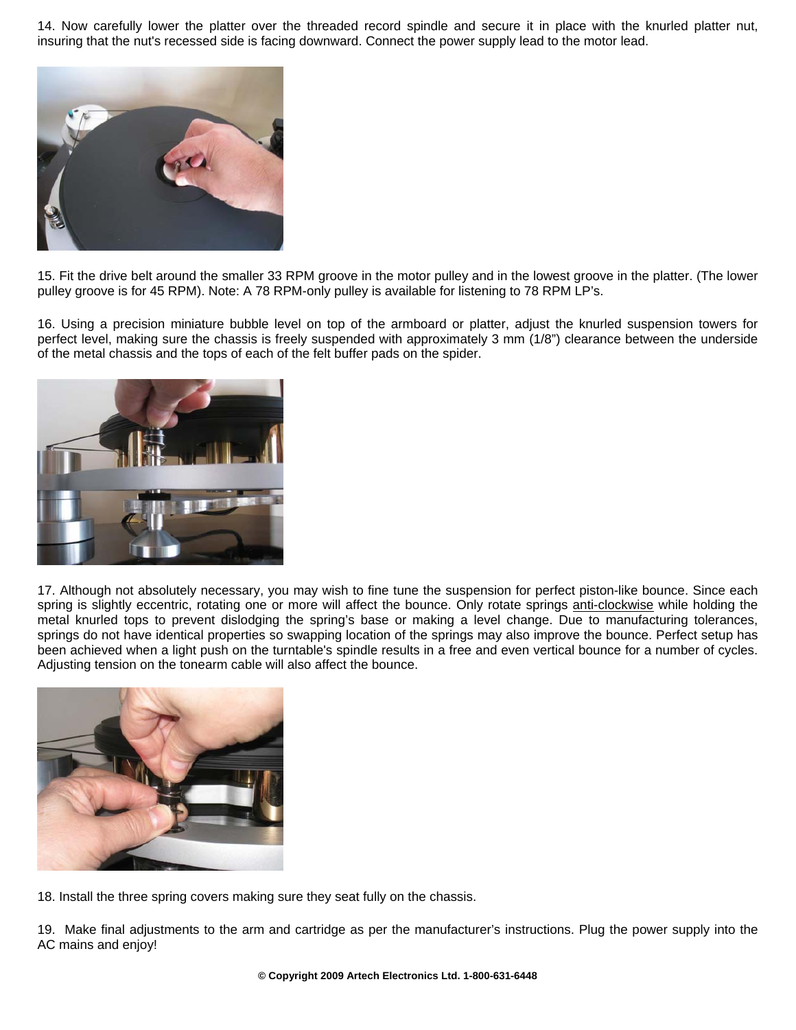14. Now carefully lower the platter over the threaded record spindle and secure it in place with the knurled platter nut, insuring that the nut's recessed side is facing downward. Connect the power supply lead to the motor lead.

15. Fit the drive belt around the smaller 33 RPM groove in the motor pulley and in the lowest groove in the platter. (The lower pulley groove is for 45 RPM). Note: A 78 RPM-only pulley is available for listening to 78 RPM LP's.

16. Using a precision miniature bubble level on top of the armboard or platter, adjust the knurled suspension towers for perfect level, making sure the chassis is freely suspended with approximately 3 mm (1/8") clearance between the underside of the metal chassis and the tops of each of the felt buffer pads on the spider.

17. Although not absolutely necessary, you may wish to fine tune the suspension for perfect piston-like bounce. Since each spring is slightly eccentric, rotating one or more will affect the bounce. Only rotate springs anti-clockwise while holding the metal knurled tops to prevent dislodging the spring's base or making a level change. Due to manufacturing tolerances, springs do not have identical properties so swapping location of the springs may also improve the bounce. Perfect setup has been achieved when a light push on the turntable's spindle results in a free and even vertical bounce for a number of cycles. Adjusting tension on the tonearm cable will also affect the bounce.

18. Install the three spring covers making sure they seat fully on the chassis.

19. Make final adjustments to the arm and cartridge as per the manufacturer's instructions. Plug the power supply into the AC mains and enjoy!

**© Copyright 2009 Artech Electronics Ltd. 1-800-631-6448**